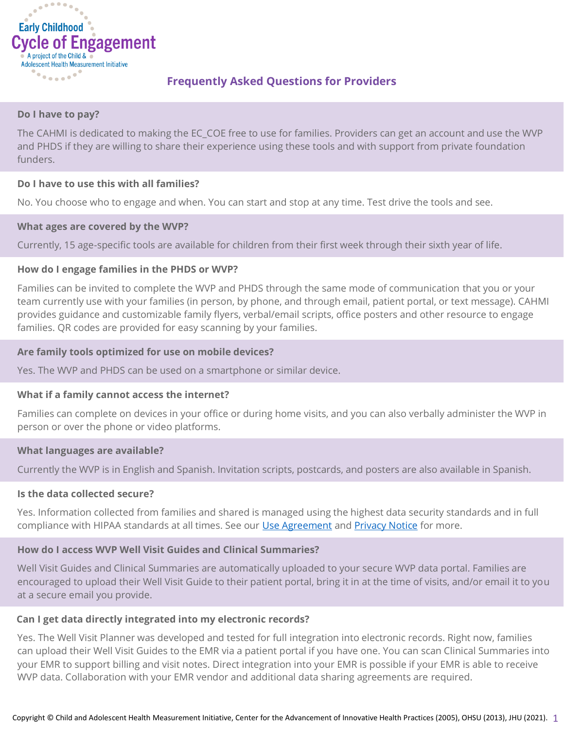Early Childhood
# Cycle of Engagement
A project of the Child & Adolescent Health Measurement Initiative

## Frequently Asked Questions for Providers

**Do I have to pay?**

The CAHMI is dedicated to making the EC_COE free to use for families. Providers can get an account and use the WVP and PHDS if they are willing to share their experience using these tools and with support from private foundation funders.

**Do I have to use this with all families?**

No. You choose who to engage and when. You can start and stop at any time. Test drive the tools and see.

**What ages are covered by the WVP?**

Currently, 15 age-specific tools are available for children from their first week through their sixth year of life.

**How do I engage families in the PHDS or WVP?**

Families can be invited to complete the WVP and PHDS through the same mode of communication that you or your team currently use with your families (in person, by phone, and through email, patient portal, or text message). CAHMI provides guidance and customizable family flyers, verbal/email scripts, office posters and other resource to engage families. QR codes are provided for easy scanning by your families.

**Are family tools optimized for use on mobile devices?**

Yes. The WVP and PHDS can be used on a smartphone or similar device.

**What if a family cannot access the internet?**

Families can complete on devices in your office or during home visits, and you can also verbally administer the WVP in person or over the phone or video platforms.

**What languages are available?**

Currently the WVP is in English and Spanish. Invitation scripts, postcards, and posters are also available in Spanish.

**Is the data collected secure?**

Yes. Information collected from families and shared is managed using the highest data security standards and in full compliance with HIPAA standards at all times. See our Use Agreement and Privacy Notice for more.

**How do I access WVP Well Visit Guides and Clinical Summaries?**

Well Visit Guides and Clinical Summaries are automatically uploaded to your secure WVP data portal. Families are encouraged to upload their Well Visit Guide to their patient portal, bring it in at the time of visits, and/or email it to you at a secure email you provide.

**Can I get data directly integrated into my electronic records?**

Yes. The Well Visit Planner was developed and tested for full integration into electronic records. Right now, families can upload their Well Visit Guides to the EMR via a patient portal if you have one. You can scan Clinical Summaries into your EMR to support billing and visit notes. Direct integration into your EMR is possible if your EMR is able to receive WVP data. Collaboration with your EMR vendor and additional data sharing agreements are required.

Copyright © Child and Adolescent Health Measurement Initiative, Center for the Advancement of Innovative Health Practices (2005), OHSU (2013), JHU (2021).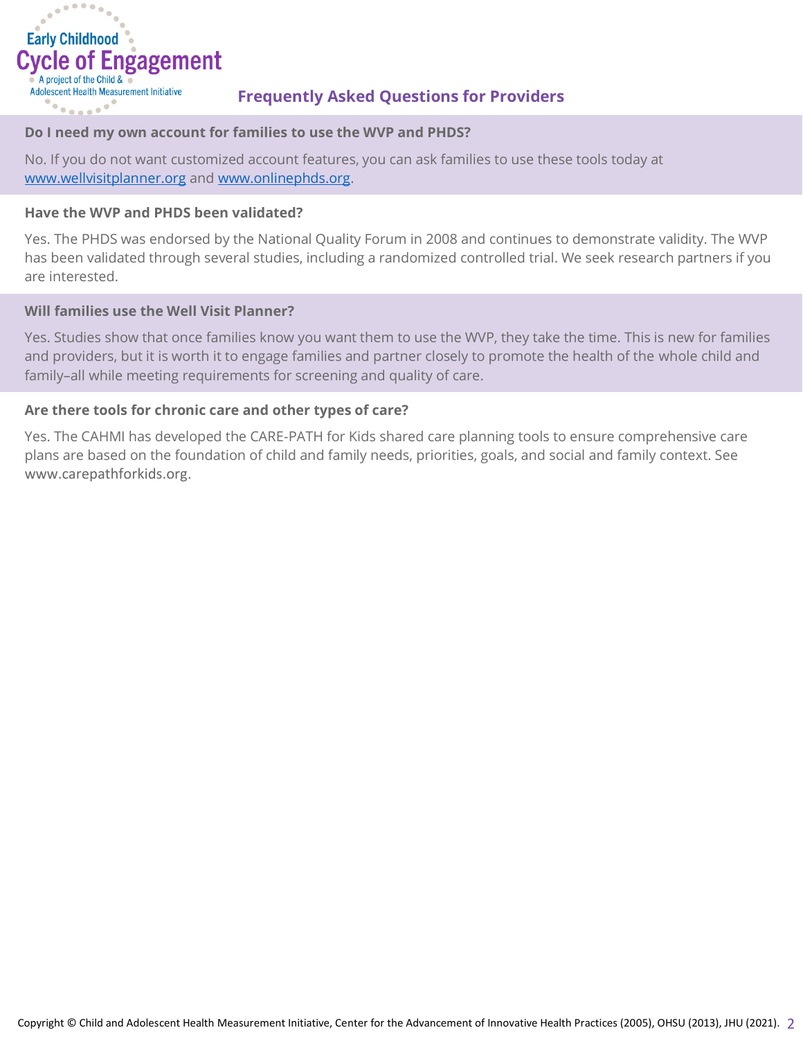**Frequently Asked Questions for Providers**

**Do I need my own account for families to use the WVP and PHDS?**

No. If you do not want customized account features, you can ask families to use these tools today at www.wellvisitplanner.org and www.onlinephds.org.

**Have the WVP and PHDS been validated?**

Yes. The PHDS was endorsed by the National Quality Forum in 2008 and continues to demonstrate validity. The WVP has been validated through several studies, including a randomized controlled trial. We seek research partners if you are interested.

**Will families use the Well Visit Planner?**

Yes. Studies show that once families know you want them to use the WVP, they take the time. This is new for families and providers, but it is worth it to engage families and partner closely to promote the health of the whole child and family–all while meeting requirements for screening and quality of care.

**Are there tools for chronic care and other types of care?**

Yes. The CAHMI has developed the CARE-PATH for Kids shared care planning tools to ensure comprehensive care plans are based on the foundation of child and family needs, priorities, goals, and social and family context. See www.carepathforkids.org.

Copyright © Child and Adolescent Health Measurement Initiative, Center for the Advancement of Innovative Health Practices (2005), OHSU (2013), JHU (2021).